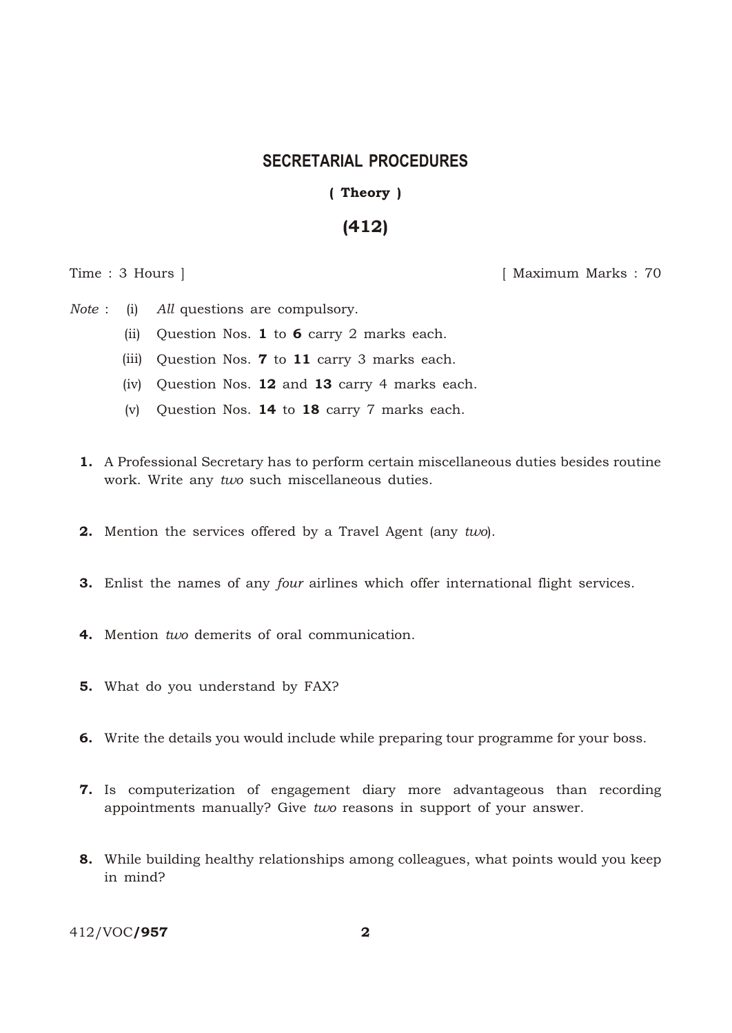# SECRETARIAL PROCEDURES

**( Theory )**

**(412)**

Time : 3 Hours ] [ Maximum Marks : 70

*Note* :
- (i) *All* questions are compulsory.
- (ii) Question Nos. **1** to **6** carry 2 marks each.
- (iii) Question Nos. **7** to **11** carry 3 marks each.
- (iv) Question Nos. **12** and **13** carry 4 marks each.
- (v) Question Nos. **14** to **18** carry 7 marks each.

**1.** A Professional Secretary has to perform certain miscellaneous duties besides routine work. Write any *two* such miscellaneous duties.

**2.** Mention the services offered by a Travel Agent (any *two*).

**3.** Enlist the names of any *four* airlines which offer international flight services.

**4.** Mention *two* demerits of oral communication.

**5.** What do you understand by FAX?

**6.** Write the details you would include while preparing tour programme for your boss.

**7.** Is computerization of engagement diary more advantageous than recording appointments manually? Give *two* reasons in support of your answer.

**8.** While building healthy relationships among colleagues, what points would you keep in mind?

412/VOC/**957**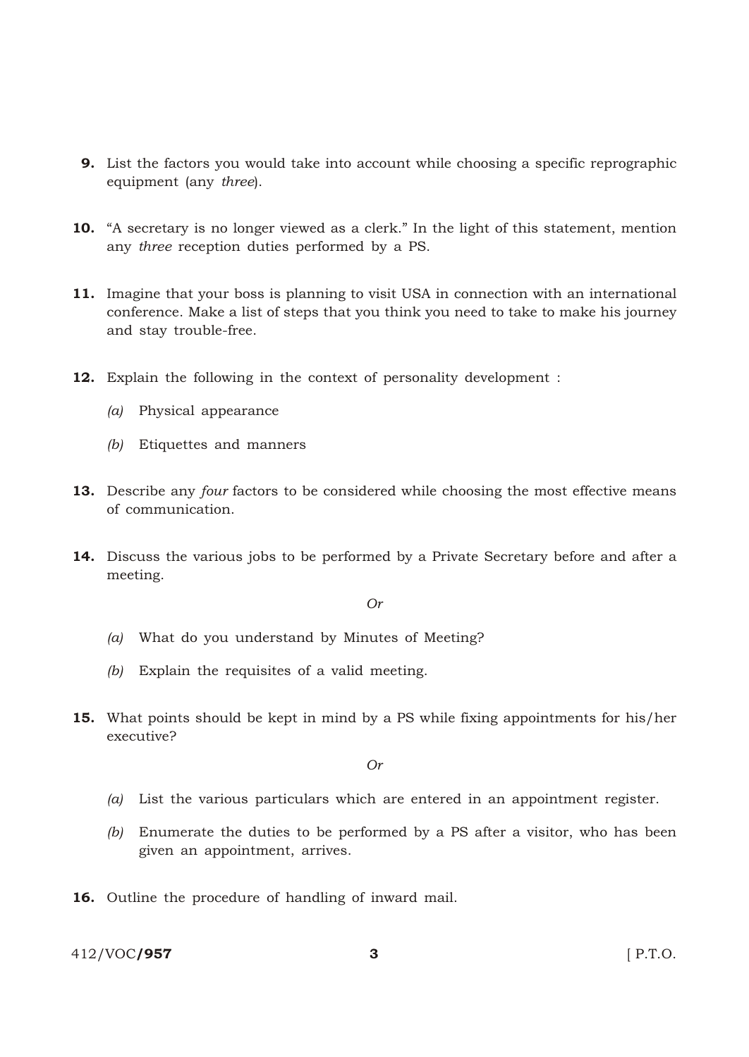**9.** List the factors you would take into account while choosing a specific reprographic equipment (any *three*).

**10.** "A secretary is no longer viewed as a clerk." In the light of this statement, mention any *three* reception duties performed by a PS.

**11.** Imagine that your boss is planning to visit USA in connection with an international conference. Make a list of steps that you think you need to take to make his journey and stay trouble-free.

**12.** Explain the following in the context of personality development :

*(a)* Physical appearance

*(b)* Etiquettes and manners

**13.** Describe any *four* factors to be considered while choosing the most effective means of communication.

**14.** Discuss the various jobs to be performed by a Private Secretary before and after a meeting.

*Or*

*(a)* What do you understand by Minutes of Meeting?

*(b)* Explain the requisites of a valid meeting.

**15.** What points should be kept in mind by a PS while fixing appointments for his/her executive?

*Or*

*(a)* List the various particulars which are entered in an appointment register.

*(b)* Enumerate the duties to be performed by a PS after a visitor, who has been given an appointment, arrives.

**16.** Outline the procedure of handling of inward mail.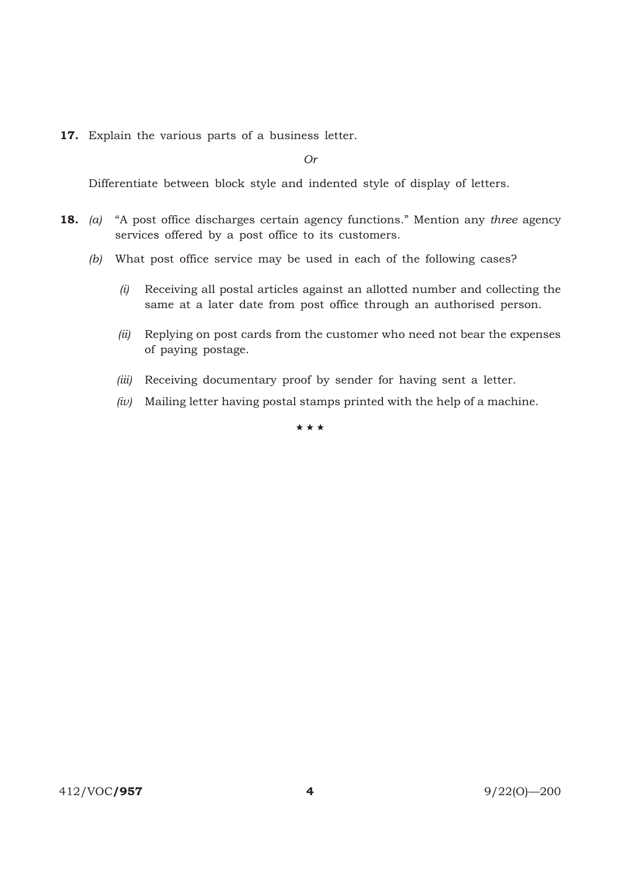**17.** Explain the various parts of a business letter.

*Or*

Differentiate between block style and indented style of display of letters.

**18.** *(a)* "A post office discharges certain agency functions." Mention any *three* agency services offered by a post office to its customers.

*(b)* What post office service may be used in each of the following cases?

*(i)* Receiving all postal articles against an allotted number and collecting the same at a later date from post office through an authorised person.

*(ii)* Replying on post cards from the customer who need not bear the expenses of paying postage.

*(iii)* Receiving documentary proof by sender for having sent a letter.

*(iv)* Mailing letter having postal stamps printed with the help of a machine.

★ ★ ★